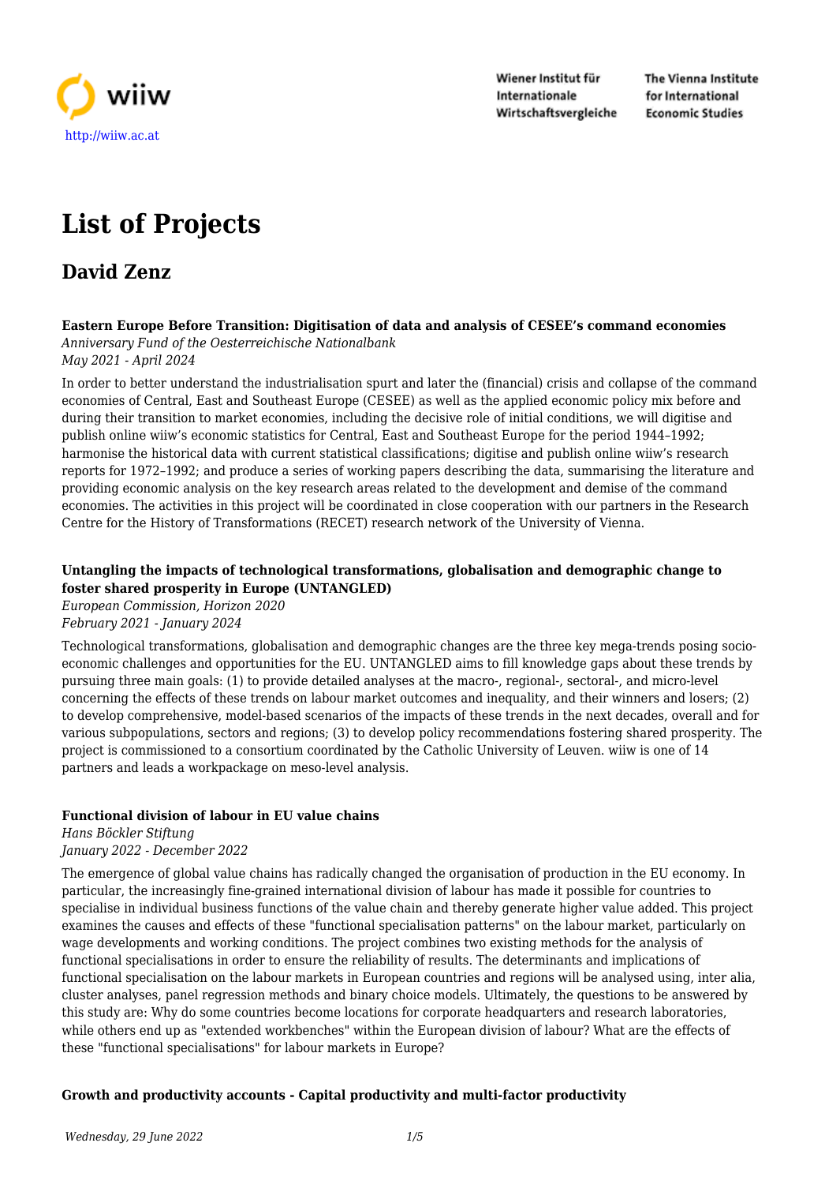# List of Projects

## David Zenz

**Eastern Europe Before Transition: Digitisation of data and analysis of CESEE's command economies**
*Anniversary Fund of the Oesterreichische Nationalbank*
*May 2021 - April 2024*

In order to better understand the industrialisation spurt and later the (financial) crisis and collapse of the command economies of Central, East and Southeast Europe (CESEE) as well as the applied economic policy mix before and during their transition to market economies, including the decisive role of initial conditions, we will digitise and publish online wiiw's economic statistics for Central, East and Southeast Europe for the period 1944–1992; harmonise the historical data with current statistical classifications; digitise and publish online wiiw's research reports for 1972–1992; and produce a series of working papers describing the data, summarising the literature and providing economic analysis on the key research areas related to the development and demise of the command economies. The activities in this project will be coordinated in close cooperation with our partners in the Research Centre for the History of Transformations (RECET) research network of the University of Vienna.

**Untangling the impacts of technological transformations, globalisation and demographic change to foster shared prosperity in Europe (UNTANGLED)**
*European Commission, Horizon 2020*
*February 2021 - January 2024*

Technological transformations, globalisation and demographic changes are the three key mega-trends posing socio-economic challenges and opportunities for the EU. UNTANGLED aims to fill knowledge gaps about these trends by pursuing three main goals: (1) to provide detailed analyses at the macro-, regional-, sectoral-, and micro-level concerning the effects of these trends on labour market outcomes and inequality, and their winners and losers; (2) to develop comprehensive, model-based scenarios of the impacts of these trends in the next decades, overall and for various subpopulations, sectors and regions; (3) to develop policy recommendations fostering shared prosperity. The project is commissioned to a consortium coordinated by the Catholic University of Leuven. wiiw is one of 14 partners and leads a workpackage on meso-level analysis.

**Functional division of labour in EU value chains**
*Hans Böckler Stiftung*
*January 2022 - December 2022*

The emergence of global value chains has radically changed the organisation of production in the EU economy. In particular, the increasingly fine-grained international division of labour has made it possible for countries to specialise in individual business functions of the value chain and thereby generate higher value added. This project examines the causes and effects of these "functional specialisation patterns" on the labour market, particularly on wage developments and working conditions. The project combines two existing methods for the analysis of functional specialisations in order to ensure the reliability of results. The determinants and implications of functional specialisation on the labour markets in European countries and regions will be analysed using, inter alia, cluster analyses, panel regression methods and binary choice models. Ultimately, the questions to be answered by this study are: Why do some countries become locations for corporate headquarters and research laboratories, while others end up as "extended workbenches" within the European division of labour? What are the effects of these "functional specialisations" for labour markets in Europe?

**Growth and productivity accounts - Capital productivity and multi-factor productivity**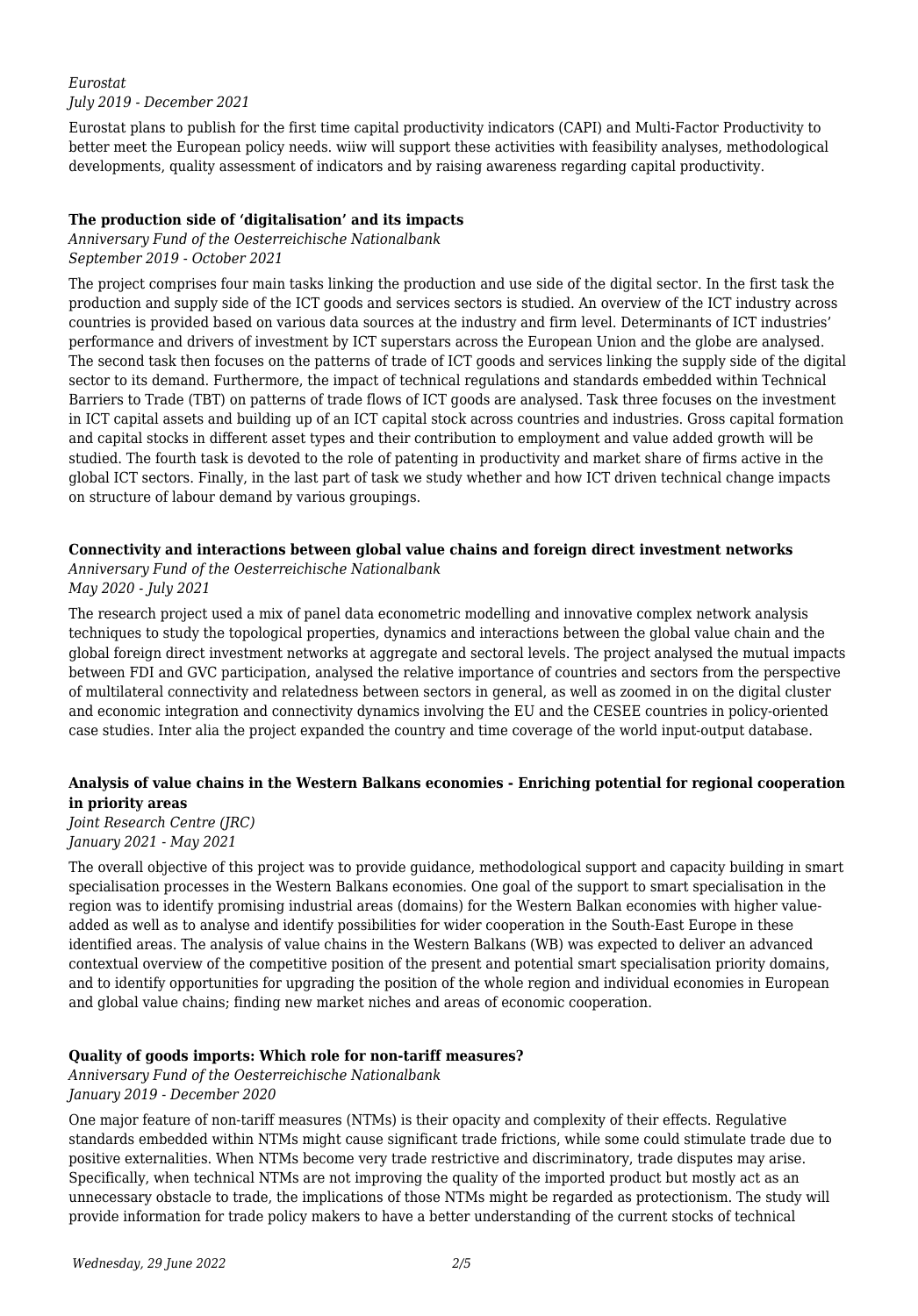*Eurostat*
*July 2019 - December 2021*

Eurostat plans to publish for the first time capital productivity indicators (CAPI) and Multi-Factor Productivity to better meet the European policy needs. wiiw will support these activities with feasibility analyses, methodological developments, quality assessment of indicators and by raising awareness regarding capital productivity.

**The production side of 'digitalisation' and its impacts**

*Anniversary Fund of the Oesterreichische Nationalbank*
*September 2019 - October 2021*

The project comprises four main tasks linking the production and use side of the digital sector. In the first task the production and supply side of the ICT goods and services sectors is studied. An overview of the ICT industry across countries is provided based on various data sources at the industry and firm level. Determinants of ICT industries' performance and drivers of investment by ICT superstars across the European Union and the globe are analysed. The second task then focuses on the patterns of trade of ICT goods and services linking the supply side of the digital sector to its demand. Furthermore, the impact of technical regulations and standards embedded within Technical Barriers to Trade (TBT) on patterns of trade flows of ICT goods are analysed. Task three focuses on the investment in ICT capital assets and building up of an ICT capital stock across countries and industries. Gross capital formation and capital stocks in different asset types and their contribution to employment and value added growth will be studied. The fourth task is devoted to the role of patenting in productivity and market share of firms active in the global ICT sectors. Finally, in the last part of task we study whether and how ICT driven technical change impacts on structure of labour demand by various groupings.

**Connectivity and interactions between global value chains and foreign direct investment networks**

*Anniversary Fund of the Oesterreichische Nationalbank*
*May 2020 - July 2021*

The research project used a mix of panel data econometric modelling and innovative complex network analysis techniques to study the topological properties, dynamics and interactions between the global value chain and the global foreign direct investment networks at aggregate and sectoral levels. The project analysed the mutual impacts between FDI and GVC participation, analysed the relative importance of countries and sectors from the perspective of multilateral connectivity and relatedness between sectors in general, as well as zoomed in on the digital cluster and economic integration and connectivity dynamics involving the EU and the CESEE countries in policy-oriented case studies. Inter alia the project expanded the country and time coverage of the world input-output database.

**Analysis of value chains in the Western Balkans economies - Enriching potential for regional cooperation in priority areas**

*Joint Research Centre (JRC)*
*January 2021 - May 2021*

The overall objective of this project was to provide guidance, methodological support and capacity building in smart specialisation processes in the Western Balkans economies. One goal of the support to smart specialisation in the region was to identify promising industrial areas (domains) for the Western Balkan economies with higher value-added as well as to analyse and identify possibilities for wider cooperation in the South-East Europe in these identified areas. The analysis of value chains in the Western Balkans (WB) was expected to deliver an advanced contextual overview of the competitive position of the present and potential smart specialisation priority domains, and to identify opportunities for upgrading the position of the whole region and individual economies in European and global value chains; finding new market niches and areas of economic cooperation.

**Quality of goods imports: Which role for non-tariff measures?**

*Anniversary Fund of the Oesterreichische Nationalbank*
*January 2019 - December 2020*

One major feature of non-tariff measures (NTMs) is their opacity and complexity of their effects. Regulative standards embedded within NTMs might cause significant trade frictions, while some could stimulate trade due to positive externalities. When NTMs become very trade restrictive and discriminatory, trade disputes may arise. Specifically, when technical NTMs are not improving the quality of the imported product but mostly act as an unnecessary obstacle to trade, the implications of those NTMs might be regarded as protectionism. The study will provide information for trade policy makers to have a better understanding of the current stocks of technical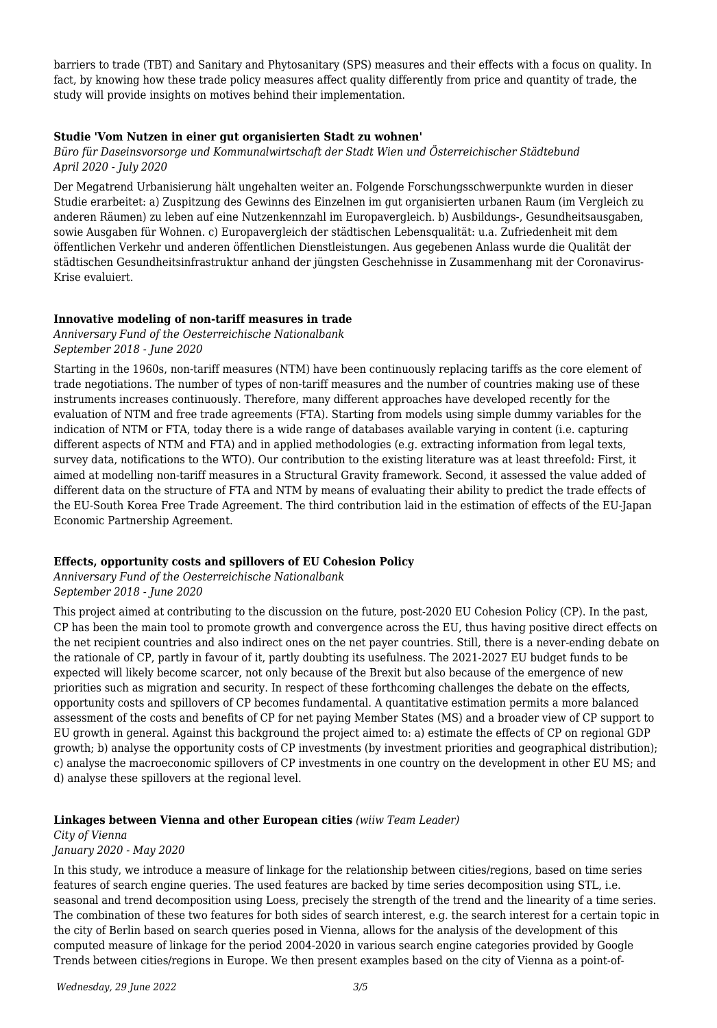barriers to trade (TBT) and Sanitary and Phytosanitary (SPS) measures and their effects with a focus on quality. In fact, by knowing how these trade policy measures affect quality differently from price and quantity of trade, the study will provide insights on motives behind their implementation.

**Studie 'Vom Nutzen in einer gut organisierten Stadt zu wohnen'**

*Büro für Daseinsvorsorge und Kommunalwirtschaft der Stadt Wien und Österreichischer Städtebund*
*April 2020 - July 2020*

Der Megatrend Urbanisierung hält ungehalten weiter an. Folgende Forschungsschwerpunkte wurden in dieser Studie erarbeitet: a) Zuspitzung des Gewinns des Einzelnen im gut organisierten urbanen Raum (im Vergleich zu anderen Räumen) zu leben auf eine Nutzenkennzahl im Europavergleich. b) Ausbildungs-, Gesundheitsausgaben, sowie Ausgaben für Wohnen. c) Europavergleich der städtischen Lebensqualität: u.a. Zufriedenheit mit dem öffentlichen Verkehr und anderen öffentlichen Dienstleistungen. Aus gegebenen Anlass wurde die Qualität der städtischen Gesundheitsinfrastruktur anhand der jüngsten Geschehnisse in Zusammenhang mit der Coronavirus-Krise evaluiert.

**Innovative modeling of non-tariff measures in trade**

*Anniversary Fund of the Oesterreichische Nationalbank*
*September 2018 - June 2020*

Starting in the 1960s, non-tariff measures (NTM) have been continuously replacing tariffs as the core element of trade negotiations. The number of types of non-tariff measures and the number of countries making use of these instruments increases continuously. Therefore, many different approaches have developed recently for the evaluation of NTM and free trade agreements (FTA). Starting from models using simple dummy variables for the indication of NTM or FTA, today there is a wide range of databases available varying in content (i.e. capturing different aspects of NTM and FTA) and in applied methodologies (e.g. extracting information from legal texts, survey data, notifications to the WTO). Our contribution to the existing literature was at least threefold: First, it aimed at modelling non-tariff measures in a Structural Gravity framework. Second, it assessed the value added of different data on the structure of FTA and NTM by means of evaluating their ability to predict the trade effects of the EU-South Korea Free Trade Agreement. The third contribution laid in the estimation of effects of the EU-Japan Economic Partnership Agreement.

**Effects, opportunity costs and spillovers of EU Cohesion Policy**

*Anniversary Fund of the Oesterreichische Nationalbank*
*September 2018 - June 2020*

This project aimed at contributing to the discussion on the future, post-2020 EU Cohesion Policy (CP). In the past, CP has been the main tool to promote growth and convergence across the EU, thus having positive direct effects on the net recipient countries and also indirect ones on the net payer countries. Still, there is a never-ending debate on the rationale of CP, partly in favour of it, partly doubting its usefulness. The 2021-2027 EU budget funds to be expected will likely become scarcer, not only because of the Brexit but also because of the emergence of new priorities such as migration and security. In respect of these forthcoming challenges the debate on the effects, opportunity costs and spillovers of CP becomes fundamental. A quantitative estimation permits a more balanced assessment of the costs and benefits of CP for net paying Member States (MS) and a broader view of CP support to EU growth in general. Against this background the project aimed to: a) estimate the effects of CP on regional GDP growth; b) analyse the opportunity costs of CP investments (by investment priorities and geographical distribution); c) analyse the macroeconomic spillovers of CP investments in one country on the development in other EU MS; and d) analyse these spillovers at the regional level.

**Linkages between Vienna and other European cities** *(wiiw Team Leader)*

*City of Vienna*
*January 2020 - May 2020*

In this study, we introduce a measure of linkage for the relationship between cities/regions, based on time series features of search engine queries. The used features are backed by time series decomposition using STL, i.e. seasonal and trend decomposition using Loess, precisely the strength of the trend and the linearity of a time series. The combination of these two features for both sides of search interest, e.g. the search interest for a certain topic in the city of Berlin based on search queries posed in Vienna, allows for the analysis of the development of this computed measure of linkage for the period 2004-2020 in various search engine categories provided by Google Trends between cities/regions in Europe. We then present examples based on the city of Vienna as a point-of-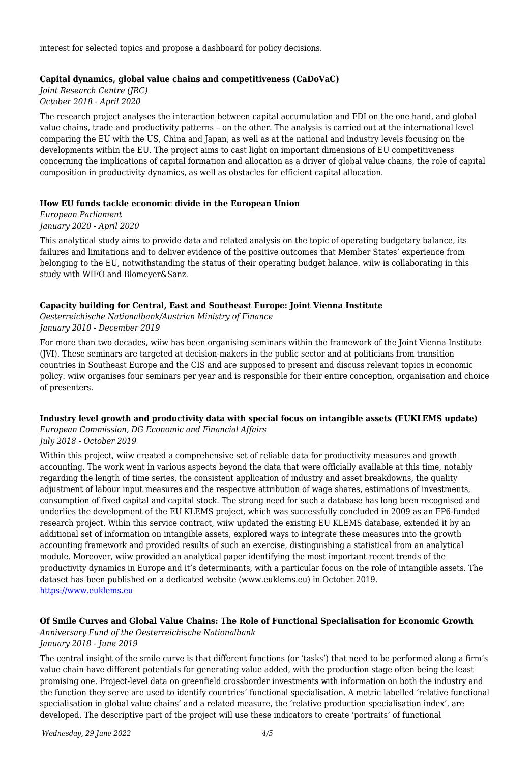interest for selected topics and propose a dashboard for policy decisions.

**Capital dynamics, global value chains and competitiveness (CaDoVaC)**

*Joint Research Centre (JRC)*
*October 2018 - April 2020*

The research project analyses the interaction between capital accumulation and FDI on the one hand, and global value chains, trade and productivity patterns – on the other. The analysis is carried out at the international level comparing the EU with the US, China and Japan, as well as at the national and industry levels focusing on the developments within the EU. The project aims to cast light on important dimensions of EU competitiveness concerning the implications of capital formation and allocation as a driver of global value chains, the role of capital composition in productivity dynamics, as well as obstacles for efficient capital allocation.

**How EU funds tackle economic divide in the European Union**

*European Parliament*
*January 2020 - April 2020*

This analytical study aims to provide data and related analysis on the topic of operating budgetary balance, its failures and limitations and to deliver evidence of the positive outcomes that Member States' experience from belonging to the EU, notwithstanding the status of their operating budget balance. wiiw is collaborating in this study with WIFO and Blomeyer&Sanz.

**Capacity building for Central, East and Southeast Europe: Joint Vienna Institute**

*Oesterreichische Nationalbank/Austrian Ministry of Finance*
*January 2010 - December 2019*

For more than two decades, wiiw has been organising seminars within the framework of the Joint Vienna Institute (JVI). These seminars are targeted at decision-makers in the public sector and at politicians from transition countries in Southeast Europe and the CIS and are supposed to present and discuss relevant topics in economic policy. wiiw organises four seminars per year and is responsible for their entire conception, organisation and choice of presenters.

**Industry level growth and productivity data with special focus on intangible assets (EUKLEMS update)**

*European Commission, DG Economic and Financial Affairs*
*July 2018 - October 2019*

Within this project, wiiw created a comprehensive set of reliable data for productivity measures and growth accounting. The work went in various aspects beyond the data that were officially available at this time, notably regarding the length of time series, the consistent application of industry and asset breakdowns, the quality adjustment of labour input measures and the respective attribution of wage shares, estimations of investments, consumption of fixed capital and capital stock. The strong need for such a database has long been recognised and underlies the development of the EU KLEMS project, which was successfully concluded in 2009 as an FP6-funded research project. Wihin this service contract, wiiw updated the existing EU KLEMS database, extended it by an additional set of information on intangible assets, explored ways to integrate these measures into the growth accounting framework and provided results of such an exercise, distinguishing a statistical from an analytical module. Moreover, wiiw provided an analytical paper identifying the most important recent trends of the productivity dynamics in Europe and it's determinants, with a particular focus on the role of intangible assets. The dataset has been published on a dedicated website (www.euklems.eu) in October 2019.
https://www.euklems.eu

**Of Smile Curves and Global Value Chains: The Role of Functional Specialisation for Economic Growth**

*Anniversary Fund of the Oesterreichische Nationalbank*
*January 2018 - June 2019*

The central insight of the smile curve is that different functions (or 'tasks') that need to be performed along a firm's value chain have different potentials for generating value added, with the production stage often being the least promising one. Project-level data on greenfield crossborder investments with information on both the industry and the function they serve are used to identify countries' functional specialisation. A metric labelled 'relative functional specialisation in global value chains' and a related measure, the 'relative production specialisation index', are developed. The descriptive part of the project will use these indicators to create 'portraits' of functional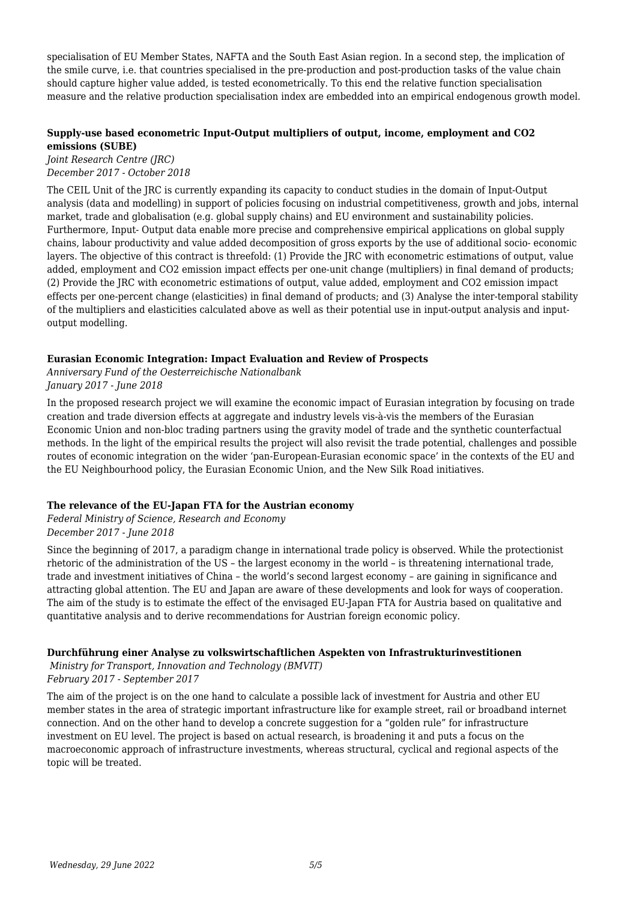specialisation of EU Member States, NAFTA and the South East Asian region. In a second step, the implication of the smile curve, i.e. that countries specialised in the pre-production and post-production tasks of the value chain should capture higher value added, is tested econometrically. To this end the relative function specialisation measure and the relative production specialisation index are embedded into an empirical endogenous growth model.

**Supply-use based econometric Input-Output multipliers of output, income, employment and CO2 emissions (SUBE)**

*Joint Research Centre (JRC)*
*December 2017 - October 2018*

The CEIL Unit of the JRC is currently expanding its capacity to conduct studies in the domain of Input-Output analysis (data and modelling) in support of policies focusing on industrial competitiveness, growth and jobs, internal market, trade and globalisation (e.g. global supply chains) and EU environment and sustainability policies. Furthermore, Input- Output data enable more precise and comprehensive empirical applications on global supply chains, labour productivity and value added decomposition of gross exports by the use of additional socio- economic layers. The objective of this contract is threefold: (1) Provide the JRC with econometric estimations of output, value added, employment and CO2 emission impact effects per one-unit change (multipliers) in final demand of products; (2) Provide the JRC with econometric estimations of output, value added, employment and CO2 emission impact effects per one-percent change (elasticities) in final demand of products; and (3) Analyse the inter-temporal stability of the multipliers and elasticities calculated above as well as their potential use in input-output analysis and input-output modelling.

**Eurasian Economic Integration: Impact Evaluation and Review of Prospects**

*Anniversary Fund of the Oesterreichische Nationalbank*
*January 2017 - June 2018*

In the proposed research project we will examine the economic impact of Eurasian integration by focusing on trade creation and trade diversion effects at aggregate and industry levels vis-à-vis the members of the Eurasian Economic Union and non-bloc trading partners using the gravity model of trade and the synthetic counterfactual methods. In the light of the empirical results the project will also revisit the trade potential, challenges and possible routes of economic integration on the wider 'pan-European-Eurasian economic space' in the contexts of the EU and the EU Neighbourhood policy, the Eurasian Economic Union, and the New Silk Road initiatives.

**The relevance of the EU-Japan FTA for the Austrian economy**

*Federal Ministry of Science, Research and Economy*
*December 2017 - June 2018*

Since the beginning of 2017, a paradigm change in international trade policy is observed. While the protectionist rhetoric of the administration of the US – the largest economy in the world – is threatening international trade, trade and investment initiatives of China – the world's second largest economy – are gaining in significance and attracting global attention. The EU and Japan are aware of these developments and look for ways of cooperation. The aim of the study is to estimate the effect of the envisaged EU-Japan FTA for Austria based on qualitative and quantitative analysis and to derive recommendations for Austrian foreign economic policy.

**Durchführung einer Analyse zu volkswirtschaftlichen Aspekten von Infrastrukturinvestitionen**

*Ministry for Transport, Innovation and Technology (BMVIT)*
*February 2017 - September 2017*

The aim of the project is on the one hand to calculate a possible lack of investment for Austria and other EU member states in the area of strategic important infrastructure like for example street, rail or broadband internet connection. And on the other hand to develop a concrete suggestion for a "golden rule" for infrastructure investment on EU level. The project is based on actual research, is broadening it and puts a focus on the macroeconomic approach of infrastructure investments, whereas structural, cyclical and regional aspects of the topic will be treated.